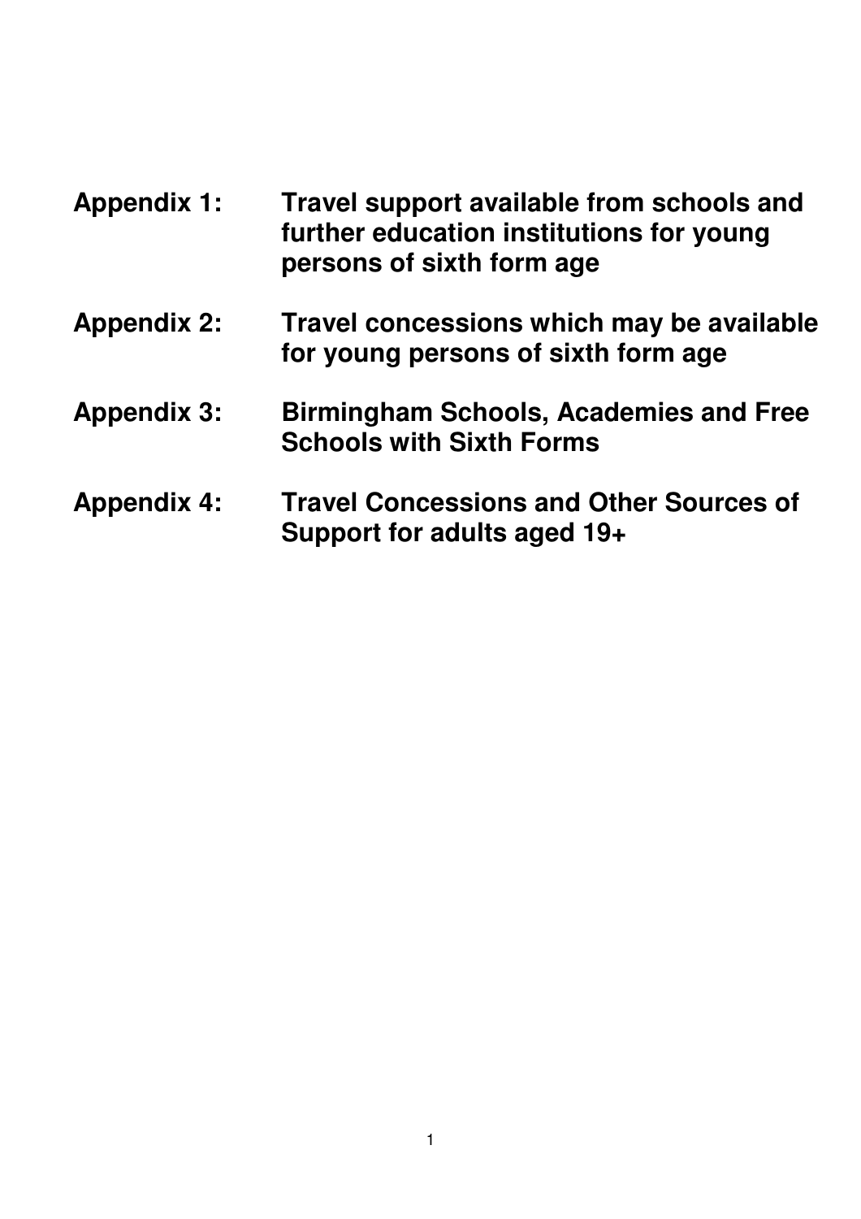**Appendix 1:** **Travel support available from schools and further education institutions for young persons of sixth form age**

**Appendix 2:** **Travel concessions which may be available for young persons of sixth form age**

**Appendix 3:** **Birmingham Schools, Academies and Free Schools with Sixth Forms**

**Appendix 4:** **Travel Concessions and Other Sources of Support for adults aged 19+**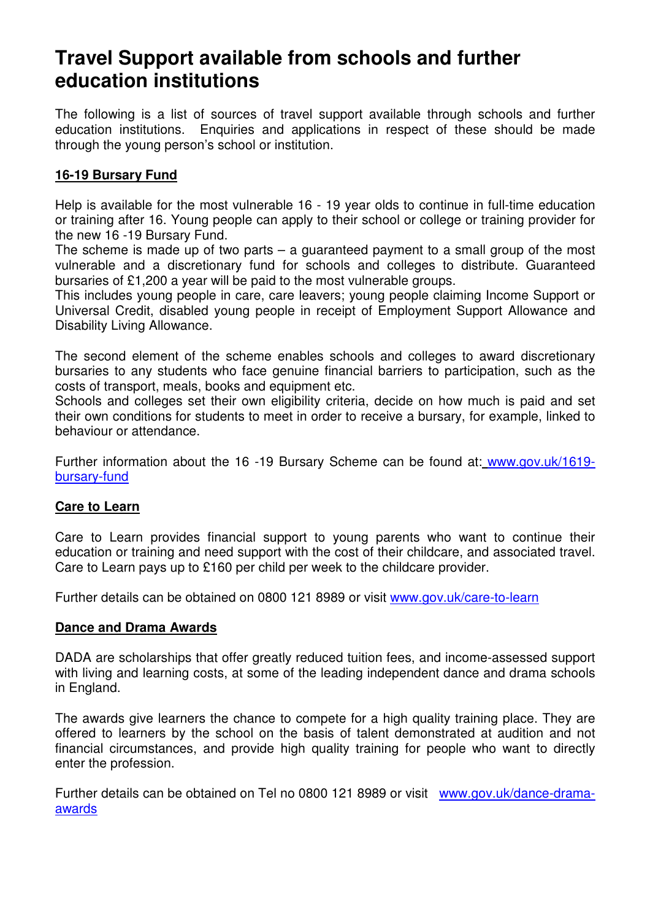# Travel Support available from schools and further education institutions

The following is a list of sources of travel support available through schools and further education institutions. Enquiries and applications in respect of these should be made through the young person's school or institution.

### 16-19 Bursary Fund

Help is available for the most vulnerable 16 - 19 year olds to continue in full-time education or training after 16. Young people can apply to their school or college or training provider for the new 16 -19 Bursary Fund.

The scheme is made up of two parts – a guaranteed payment to a small group of the most vulnerable and a discretionary fund for schools and colleges to distribute. Guaranteed bursaries of £1,200 a year will be paid to the most vulnerable groups.

This includes young people in care, care leavers; young people claiming Income Support or Universal Credit, disabled young people in receipt of Employment Support Allowance and Disability Living Allowance.

The second element of the scheme enables schools and colleges to award discretionary bursaries to any students who face genuine financial barriers to participation, such as the costs of transport, meals, books and equipment etc.

Schools and colleges set their own eligibility criteria, decide on how much is paid and set their own conditions for students to meet in order to receive a bursary, for example, linked to behaviour or attendance.

Further information about the 16 -19 Bursary Scheme can be found at: www.gov.uk/1619-bursary-fund

### Care to Learn

Care to Learn provides financial support to young parents who want to continue their education or training and need support with the cost of their childcare, and associated travel. Care to Learn pays up to £160 per child per week to the childcare provider.

Further details can be obtained on 0800 121 8989 or visit www.gov.uk/care-to-learn

### Dance and Drama Awards

DADA are scholarships that offer greatly reduced tuition fees, and income-assessed support with living and learning costs, at some of the leading independent dance and drama schools in England.

The awards give learners the chance to compete for a high quality training place. They are offered to learners by the school on the basis of talent demonstrated at audition and not financial circumstances, and provide high quality training for people who want to directly enter the profession.

Further details can be obtained on Tel no 0800 121 8989 or visit www.gov.uk/dance-drama-awards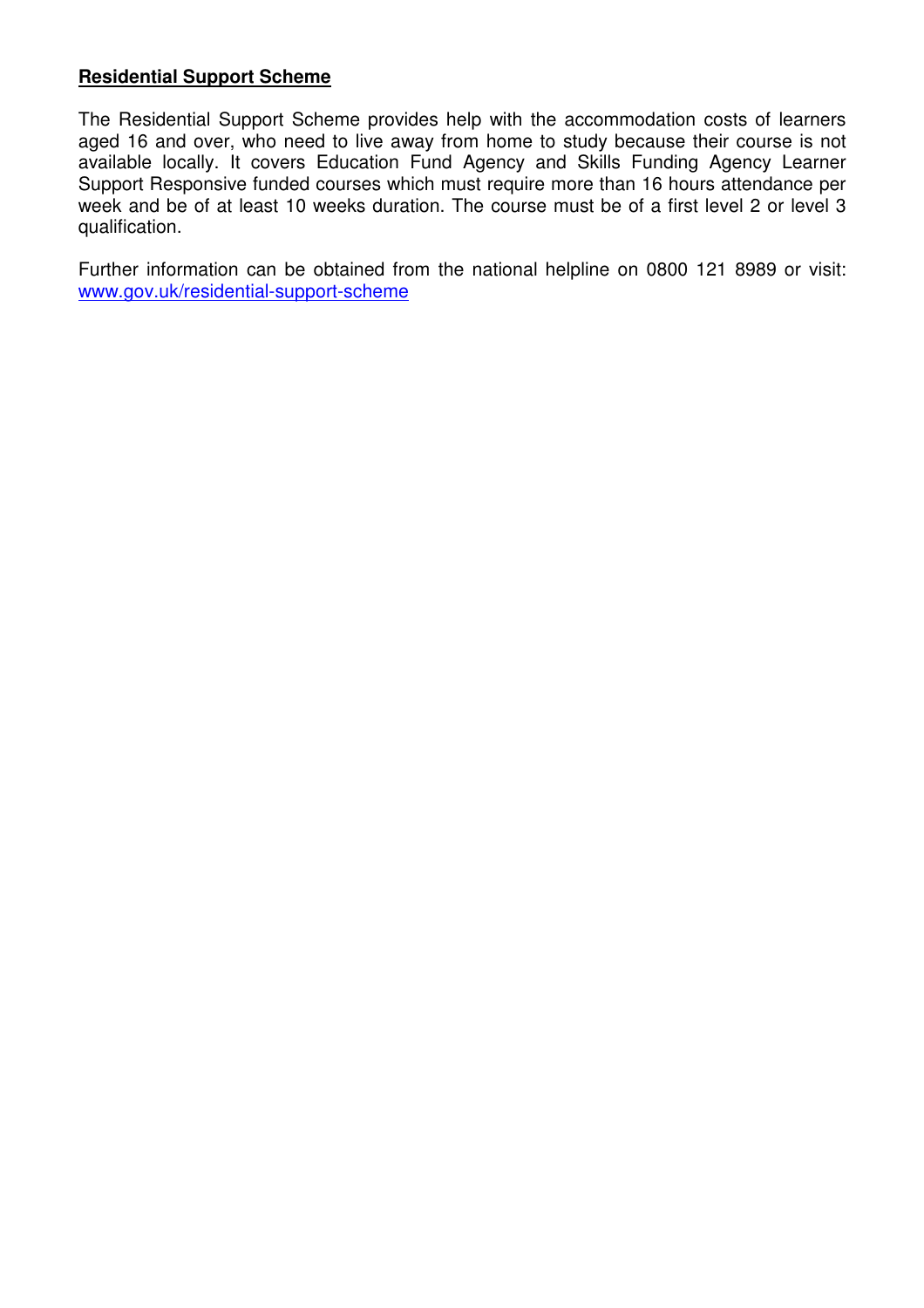**Residential Support Scheme**

The Residential Support Scheme provides help with the accommodation costs of learners aged 16 and over, who need to live away from home to study because their course is not available locally. It covers Education Fund Agency and Skills Funding Agency Learner Support Responsive funded courses which must require more than 16 hours attendance per week and be of at least 10 weeks duration. The course must be of a first level 2 or level 3 qualification.

Further information can be obtained from the national helpline on 0800 121 8989 or visit: [www.gov.uk/residential-support-scheme](http://www.gov.uk/residential-support-scheme)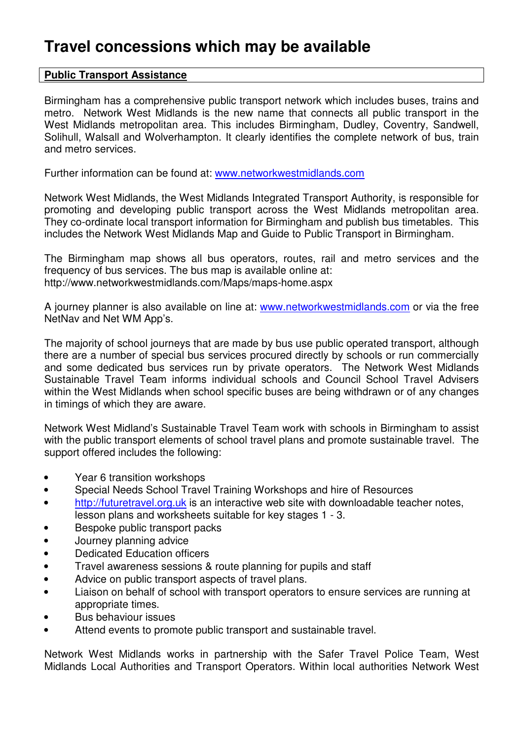# Travel concessions which may be available

**Public Transport Assistance**

Birmingham has a comprehensive public transport network which includes buses, trains and metro. Network West Midlands is the new name that connects all public transport in the West Midlands metropolitan area. This includes Birmingham, Dudley, Coventry, Sandwell, Solihull, Walsall and Wolverhampton. It clearly identifies the complete network of bus, train and metro services.

Further information can be found at: www.networkwestmidlands.com

Network West Midlands, the West Midlands Integrated Transport Authority, is responsible for promoting and developing public transport across the West Midlands metropolitan area. They co-ordinate local transport information for Birmingham and publish bus timetables. This includes the Network West Midlands Map and Guide to Public Transport in Birmingham.

The Birmingham map shows all bus operators, routes, rail and metro services and the frequency of bus services. The bus map is available online at: http://www.networkwestmidlands.com/Maps/maps-home.aspx

A journey planner is also available on line at: www.networkwestmidlands.com or via the free NetNav and Net WM App's.

The majority of school journeys that are made by bus use public operated transport, although there are a number of special bus services procured directly by schools or run commercially and some dedicated bus services run by private operators. The Network West Midlands Sustainable Travel Team informs individual schools and Council School Travel Advisers within the West Midlands when school specific buses are being withdrawn or of any changes in timings of which they are aware.

Network West Midland's Sustainable Travel Team work with schools in Birmingham to assist with the public transport elements of school travel plans and promote sustainable travel. The support offered includes the following:

- Year 6 transition workshops
- Special Needs School Travel Training Workshops and hire of Resources
- http://futuretravel.org.uk is an interactive web site with downloadable teacher notes, lesson plans and worksheets suitable for key stages 1 - 3.
- Bespoke public transport packs
- Journey planning advice
- Dedicated Education officers
- Travel awareness sessions & route planning for pupils and staff
- Advice on public transport aspects of travel plans.
- Liaison on behalf of school with transport operators to ensure services are running at appropriate times.
- Bus behaviour issues
- Attend events to promote public transport and sustainable travel.

Network West Midlands works in partnership with the Safer Travel Police Team, West Midlands Local Authorities and Transport Operators. Within local authorities Network West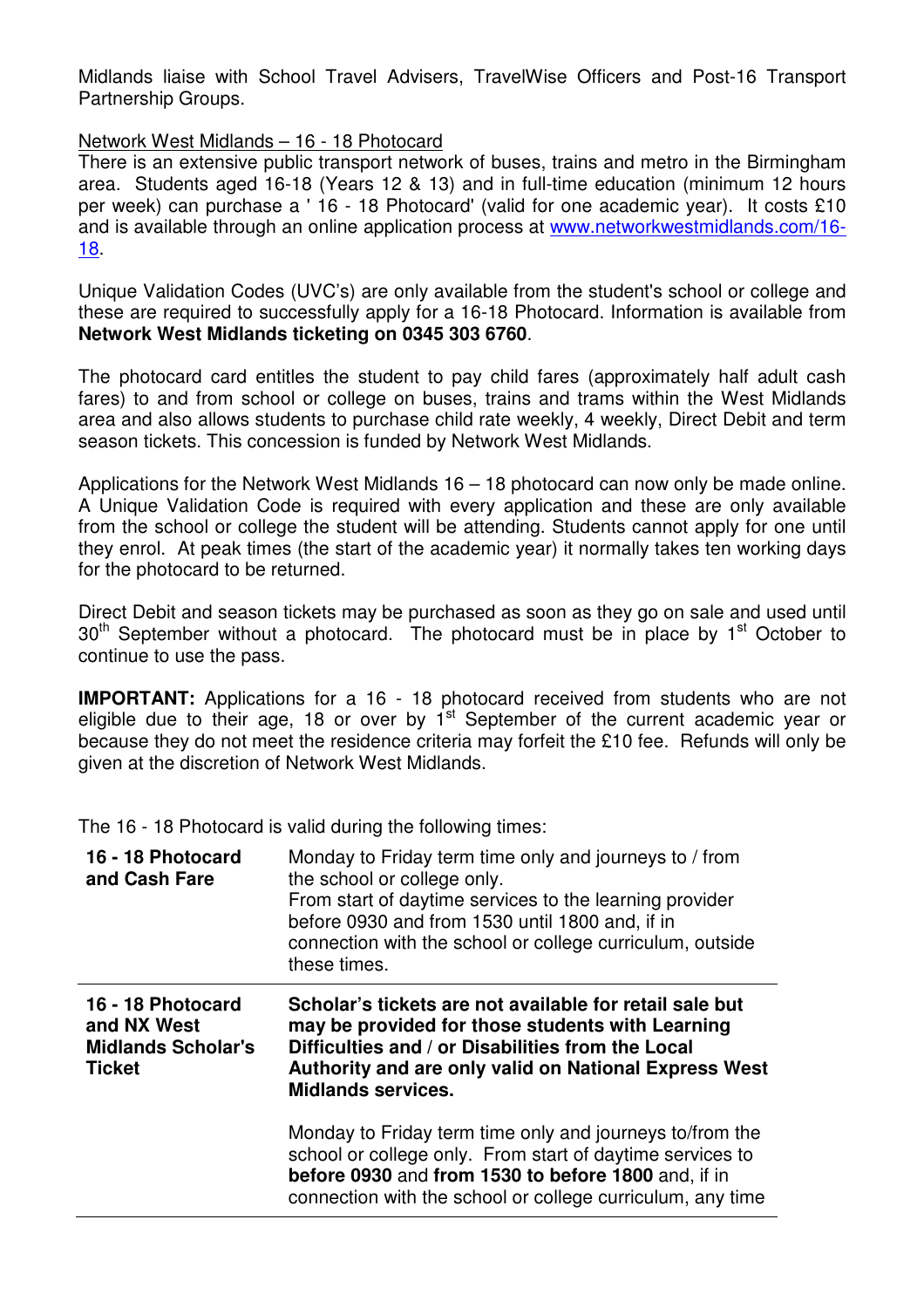Midlands liaise with School Travel Advisers, TravelWise Officers and Post-16 Transport Partnership Groups.

Network West Midlands – 16 - 18 Photocard

There is an extensive public transport network of buses, trains and metro in the Birmingham area. Students aged 16-18 (Years 12 & 13) and in full-time education (minimum 12 hours per week) can purchase a ' 16 - 18 Photocard' (valid for one academic year). It costs £10 and is available through an online application process at [www.networkwestmidlands.com/16-18](www.networkwestmidlands.com/16-18).

Unique Validation Codes (UVC's) are only available from the student's school or college and these are required to successfully apply for a 16-18 Photocard. Information is available from **Network West Midlands ticketing on 0345 303 6760**.

The photocard card entitles the student to pay child fares (approximately half adult cash fares) to and from school or college on buses, trains and trams within the West Midlands area and also allows students to purchase child rate weekly, 4 weekly, Direct Debit and term season tickets. This concession is funded by Network West Midlands.

Applications for the Network West Midlands 16 – 18 photocard can now only be made online. A Unique Validation Code is required with every application and these are only available from the school or college the student will be attending. Students cannot apply for one until they enrol. At peak times (the start of the academic year) it normally takes ten working days for the photocard to be returned.

Direct Debit and season tickets may be purchased as soon as they go on sale and used until 30th September without a photocard. The photocard must be in place by 1st October to continue to use the pass.

**IMPORTANT:** Applications for a 16 - 18 photocard received from students who are not eligible due to their age, 18 or over by 1st September of the current academic year or because they do not meet the residence criteria may forfeit the £10 fee. Refunds will only be given at the discretion of Network West Midlands.

The 16 - 18 Photocard is valid during the following times:

| | |
|---|---|
| **16 - 18 Photocard and Cash Fare** | Monday to Friday term time only and journeys to / from the school or college only. From start of daytime services to the learning provider before 0930 and from 1530 until 1800 and, if in connection with the school or college curriculum, outside these times. |
| **16 - 18 Photocard and NX West Midlands Scholar's Ticket** | **Scholar's tickets are not available for retail sale but may be provided for those students with Learning Difficulties and / or Disabilities from the Local Authority and are only valid on National Express West Midlands services.** Monday to Friday term time only and journeys to/from the school or college only. From start of daytime services to **before 0930** and **from 1530 to before 1800** and, if in connection with the school or college curriculum, any time |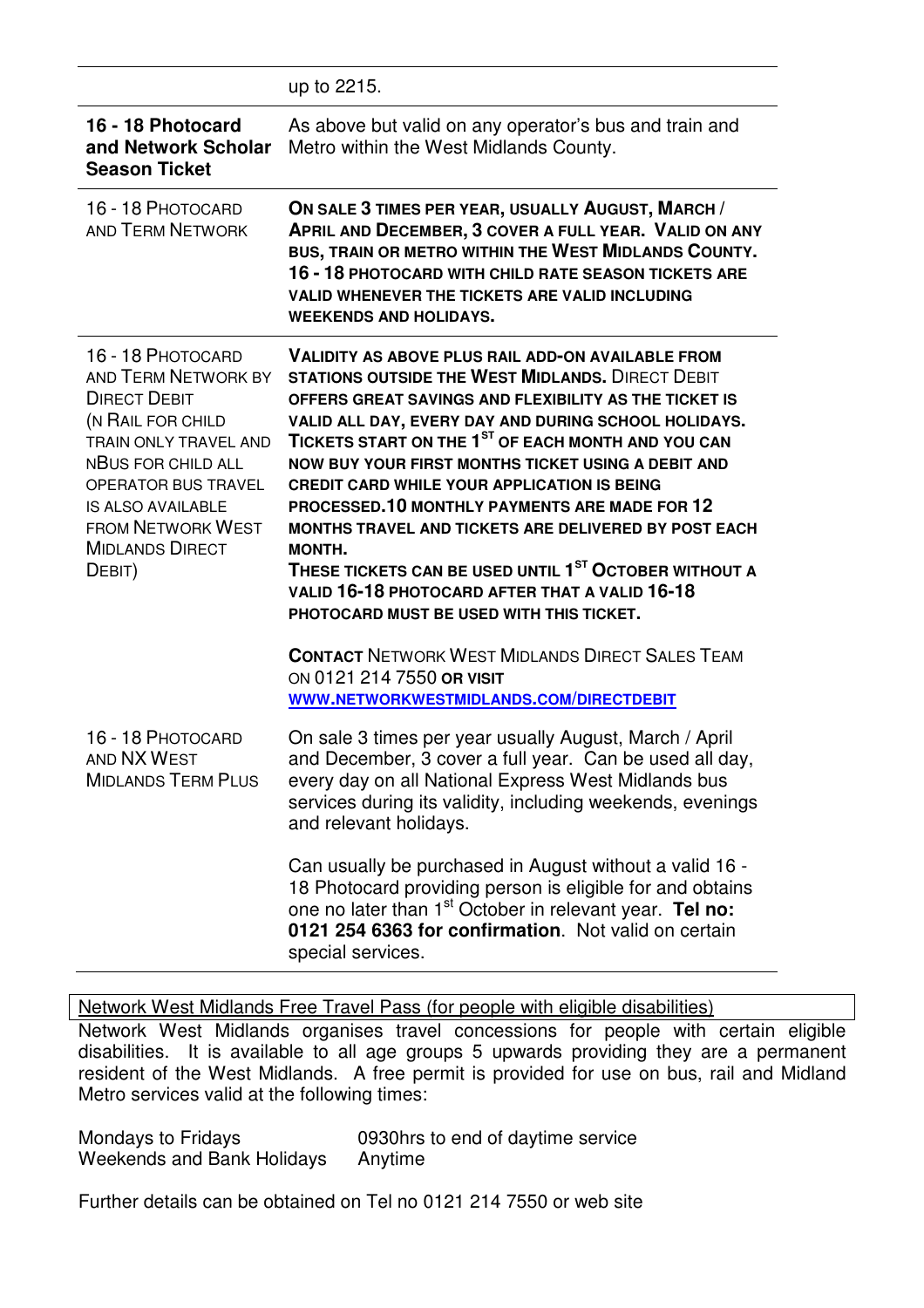| | |
|---|---|
| | up to 2215. |
| **16 - 18 Photocard and Network Scholar Season Ticket** | As above but valid on any operator's bus and train and Metro within the West Midlands County. |
| 16 - 18 Photocard and Term Network | **On sale 3 times per year, usually August, March / April and December, 3 cover a full year. Valid on any bus, train or Metro within the West Midlands County. 16 - 18 Photocard with child rate season tickets are valid whenever the tickets are valid including weekends and holidays.** |
| 16 - 18 Photocard and Term Network by Direct Debit (n Rail for child train only travel and nBus for child all operator bus travel is also available from Network West Midlands Direct Debit) | **Validity as above plus rail add-on available from stations outside the West Midlands.** Direct Debit **offers great savings and flexibility as the ticket is valid all day, every day and during school holidays. Tickets start on the 1st of each month and you can now buy your first months ticket using a debit and credit card while your application is being processed. 10 monthly payments are made for 12 months travel and tickets are delivered by post each month.** **These tickets can be used until 1st October without a valid 16-18 photocard after that a valid 16-18 photocard must be used with this ticket.** **Contact** Network West Midlands Direct Sales Team on 0121 214 7550 **or visit** **www.networkwestmidlands.com/directdebit** |
| 16 - 18 Photocard and NX West Midlands Term Plus | On sale 3 times per year usually August, March / April and December, 3 cover a full year. Can be used all day, every day on all National Express West Midlands bus services during its validity, including weekends, evenings and relevant holidays. Can usually be purchased in August without a valid 16 - 18 Photocard providing person is eligible for and obtains one no later than 1st October in relevant year. **Tel no: 0121 254 6363 for confirmation**. Not valid on certain special services. |

Network West Midlands Free Travel Pass (for people with eligible disabilities)

Network West Midlands organises travel concessions for people with certain eligible disabilities. It is available to all age groups 5 upwards providing they are a permanent resident of the West Midlands. A free permit is provided for use on bus, rail and Midland Metro services valid at the following times:

| | |
|---|---|
| Mondays to Fridays | 0930hrs to end of daytime service |
| Weekends and Bank Holidays | Anytime |

Further details can be obtained on Tel no 0121 214 7550 or web site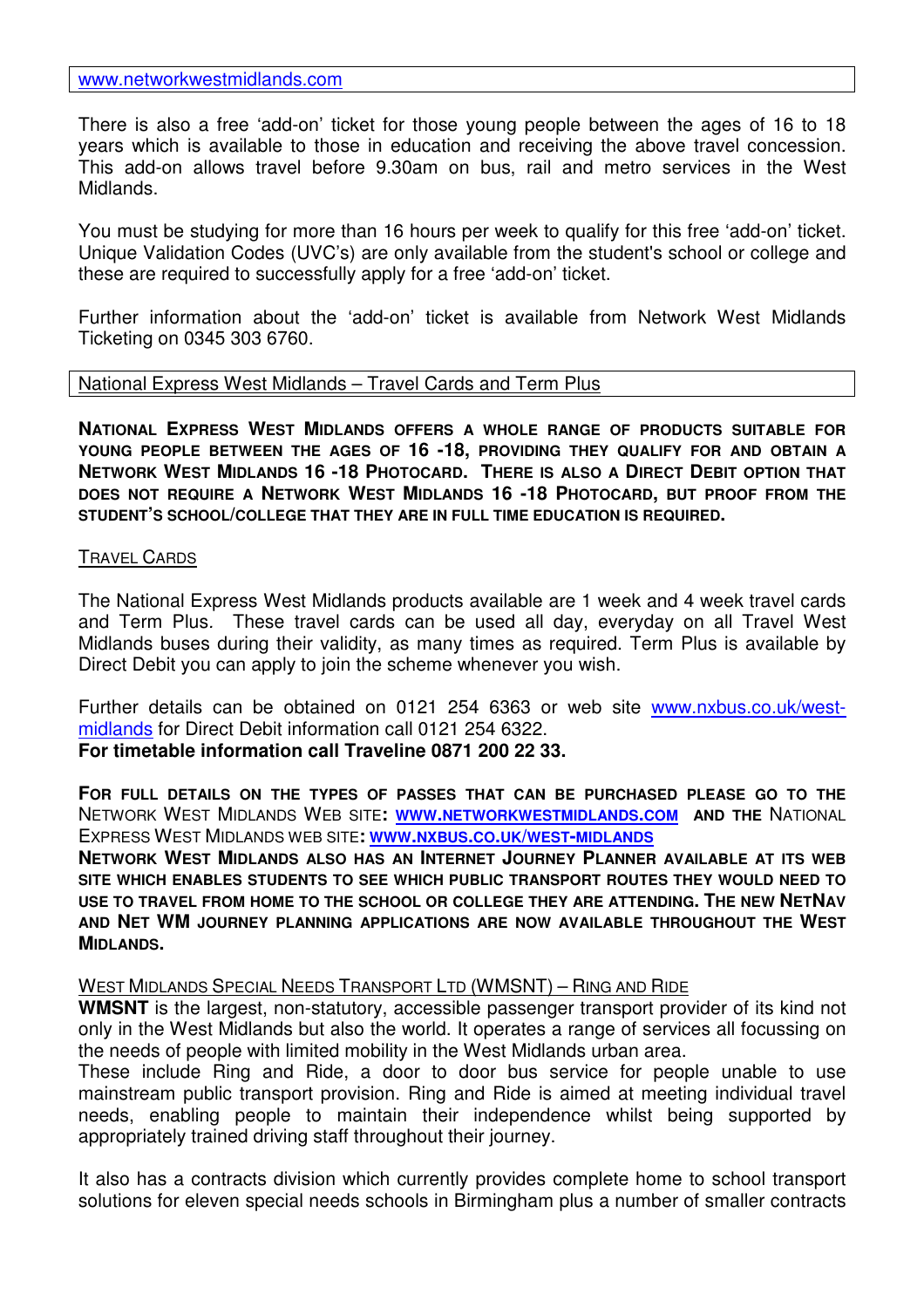www.networkwestmidlands.com

There is also a free 'add-on' ticket for those young people between the ages of 16 to 18 years which is available to those in education and receiving the above travel concession. This add-on allows travel before 9.30am on bus, rail and metro services in the West Midlands.

You must be studying for more than 16 hours per week to qualify for this free 'add-on' ticket. Unique Validation Codes (UVC's) are only available from the student's school or college and these are required to successfully apply for a free 'add-on' ticket.

Further information about the 'add-on' ticket is available from Network West Midlands Ticketing on 0345 303 6760.

## National Express West Midlands – Travel Cards and Term Plus

**NATIONAL EXPRESS WEST MIDLANDS OFFERS A WHOLE RANGE OF PRODUCTS SUITABLE FOR YOUNG PEOPLE BETWEEN THE AGES OF 16 -18, PROVIDING THEY QUALIFY FOR AND OBTAIN A NETWORK WEST MIDLANDS 16 -18 PHOTOCARD. THERE IS ALSO A DIRECT DEBIT OPTION THAT DOES NOT REQUIRE A NETWORK WEST MIDLANDS 16 -18 PHOTOCARD, BUT PROOF FROM THE STUDENT'S SCHOOL/COLLEGE THAT THEY ARE IN FULL TIME EDUCATION IS REQUIRED.**

### TRAVEL CARDS

The National Express West Midlands products available are 1 week and 4 week travel cards and Term Plus. These travel cards can be used all day, everyday on all Travel West Midlands buses during their validity, as many times as required. Term Plus is available by Direct Debit you can apply to join the scheme whenever you wish.

Further details can be obtained on 0121 254 6363 or web site www.nxbus.co.uk/west-midlands for Direct Debit information call 0121 254 6322.
**For timetable information call Traveline 0871 200 22 33.**

**FOR FULL DETAILS ON THE TYPES OF PASSES THAT CAN BE PURCHASED PLEASE GO TO THE** NETWORK WEST MIDLANDS WEB SITE**: WWW.NETWORKWESTMIDLANDS.COM AND THE** NATIONAL EXPRESS WEST MIDLANDS WEB SITE**: WWW.NXBUS.CO.UK/WEST-MIDLANDS**
**NETWORK WEST MIDLANDS ALSO HAS AN INTERNET JOURNEY PLANNER AVAILABLE AT ITS WEB SITE WHICH ENABLES STUDENTS TO SEE WHICH PUBLIC TRANSPORT ROUTES THEY WOULD NEED TO USE TO TRAVEL FROM HOME TO THE SCHOOL OR COLLEGE THEY ARE ATTENDING. THE NEW NETNAV AND NET WM JOURNEY PLANNING APPLICATIONS ARE NOW AVAILABLE THROUGHOUT THE WEST MIDLANDS.**

### WEST MIDLANDS SPECIAL NEEDS TRANSPORT LTD (WMSNT) – RING AND RIDE

**WMSNT** is the largest, non-statutory, accessible passenger transport provider of its kind not only in the West Midlands but also the world. It operates a range of services all focussing on the needs of people with limited mobility in the West Midlands urban area.
These include Ring and Ride, a door to door bus service for people unable to use mainstream public transport provision. Ring and Ride is aimed at meeting individual travel needs, enabling people to maintain their independence whilst being supported by appropriately trained driving staff throughout their journey.

It also has a contracts division which currently provides complete home to school transport solutions for eleven special needs schools in Birmingham plus a number of smaller contracts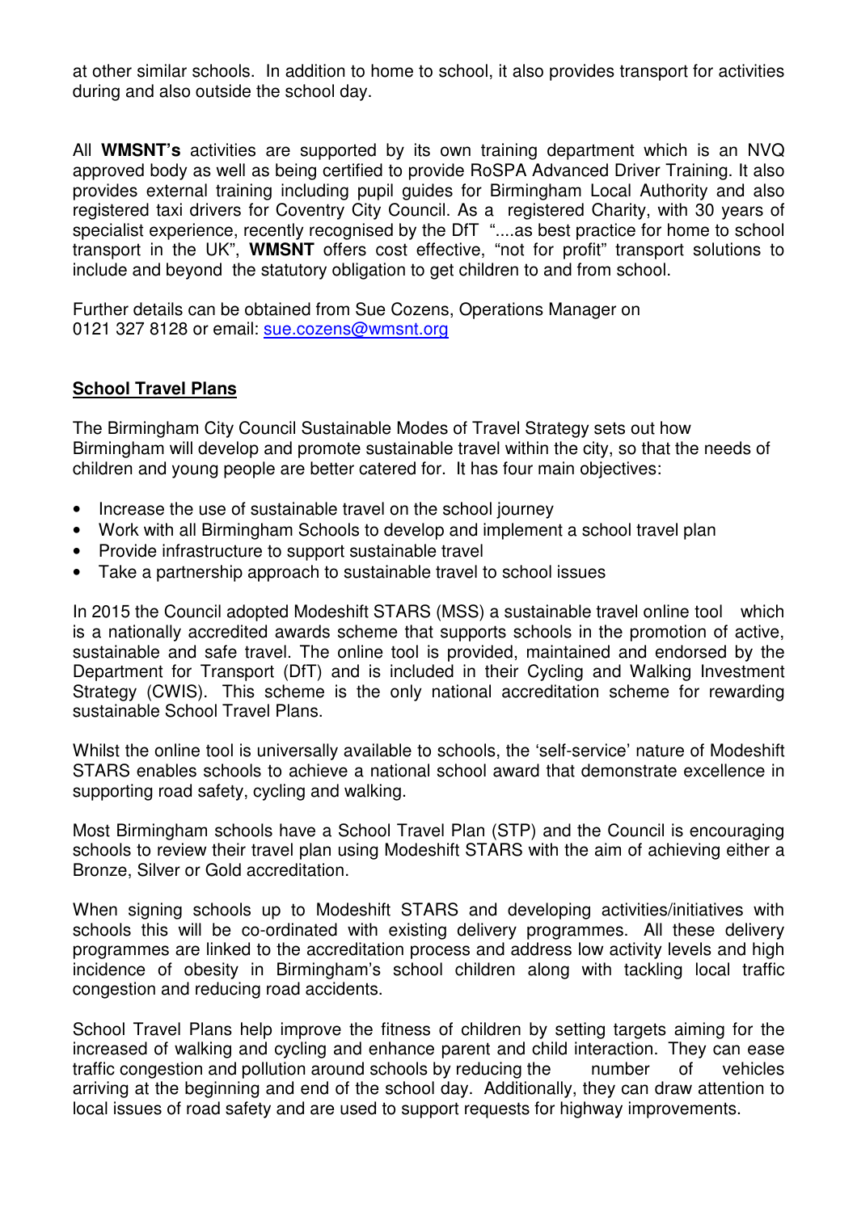at other similar schools. In addition to home to school, it also provides transport for activities during and also outside the school day.

All **WMSNT's** activities are supported by its own training department which is an NVQ approved body as well as being certified to provide RoSPA Advanced Driver Training. It also provides external training including pupil guides for Birmingham Local Authority and also registered taxi drivers for Coventry City Council. As a registered Charity, with 30 years of specialist experience, recently recognised by the DfT "....as best practice for home to school transport in the UK", **WMSNT** offers cost effective, "not for profit" transport solutions to include and beyond the statutory obligation to get children to and from school.

Further details can be obtained from Sue Cozens, Operations Manager on 0121 327 8128 or email: sue.cozens@wmsnt.org

**School Travel Plans**

The Birmingham City Council Sustainable Modes of Travel Strategy sets out how Birmingham will develop and promote sustainable travel within the city, so that the needs of children and young people are better catered for. It has four main objectives:

- Increase the use of sustainable travel on the school journey
- Work with all Birmingham Schools to develop and implement a school travel plan
- Provide infrastructure to support sustainable travel
- Take a partnership approach to sustainable travel to school issues

In 2015 the Council adopted Modeshift STARS (MSS) a sustainable travel online tool which is a nationally accredited awards scheme that supports schools in the promotion of active, sustainable and safe travel. The online tool is provided, maintained and endorsed by the Department for Transport (DfT) and is included in their Cycling and Walking Investment Strategy (CWIS). This scheme is the only national accreditation scheme for rewarding sustainable School Travel Plans.

Whilst the online tool is universally available to schools, the 'self-service' nature of Modeshift STARS enables schools to achieve a national school award that demonstrate excellence in supporting road safety, cycling and walking.

Most Birmingham schools have a School Travel Plan (STP) and the Council is encouraging schools to review their travel plan using Modeshift STARS with the aim of achieving either a Bronze, Silver or Gold accreditation.

When signing schools up to Modeshift STARS and developing activities/initiatives with schools this will be co-ordinated with existing delivery programmes. All these delivery programmes are linked to the accreditation process and address low activity levels and high incidence of obesity in Birmingham's school children along with tackling local traffic congestion and reducing road accidents.

School Travel Plans help improve the fitness of children by setting targets aiming for the increased of walking and cycling and enhance parent and child interaction. They can ease traffic congestion and pollution around schools by reducing the number of vehicles arriving at the beginning and end of the school day. Additionally, they can draw attention to local issues of road safety and are used to support requests for highway improvements.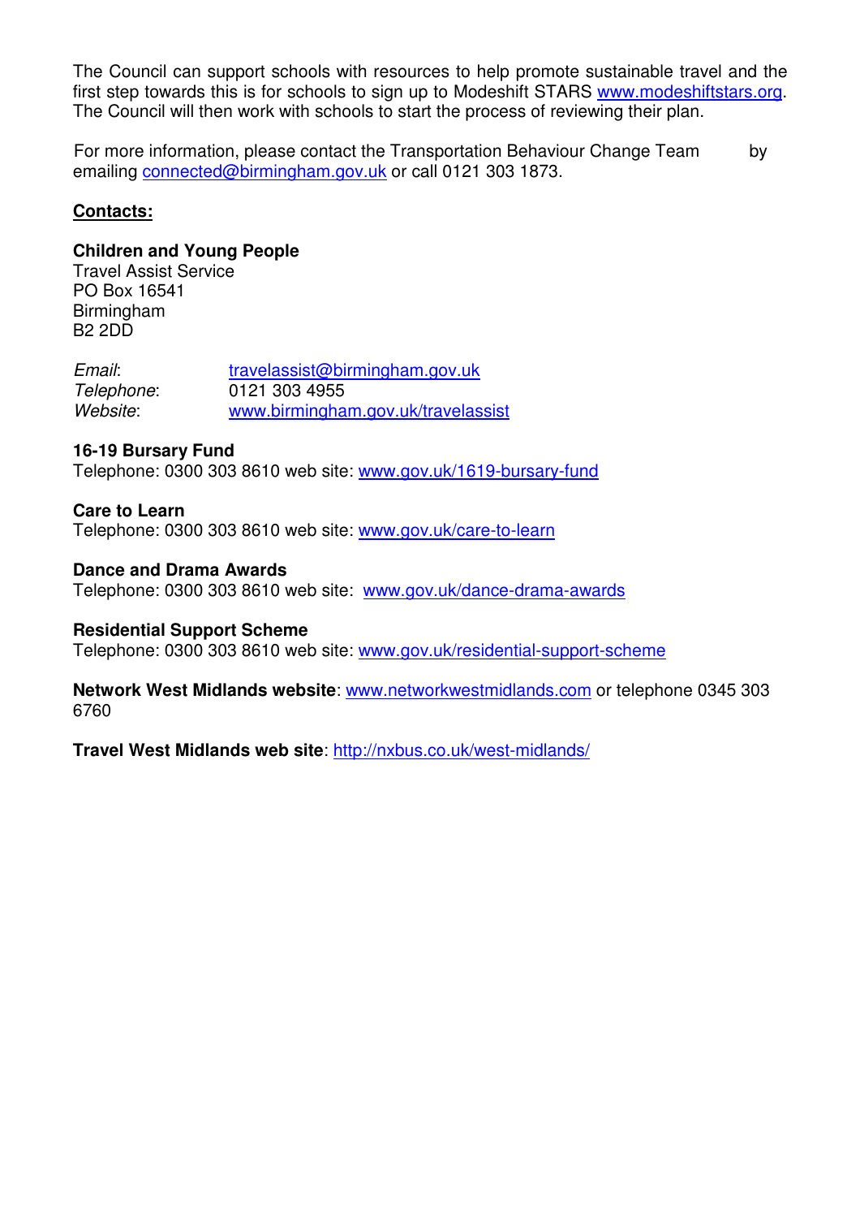The Council can support schools with resources to help promote sustainable travel and the first step towards this is for schools to sign up to Modeshift STARS www.modeshiftstars.org. The Council will then work with schools to start the process of reviewing their plan.

For more information, please contact the Transportation Behaviour Change Team by emailing connected@birmingham.gov.uk or call 0121 303 1873.

**Contacts:**

**Children and Young People**
Travel Assist Service
PO Box 16541
Birmingham
B2 2DD

*Email*: travelassist@birmingham.gov.uk
*Telephone*: 0121 303 4955
*Website*: www.birmingham.gov.uk/travelassist

**16-19 Bursary Fund**
Telephone: 0300 303 8610 web site: www.gov.uk/1619-bursary-fund

**Care to Learn**
Telephone: 0300 303 8610 web site: www.gov.uk/care-to-learn

**Dance and Drama Awards**
Telephone: 0300 303 8610 web site: www.gov.uk/dance-drama-awards

**Residential Support Scheme**
Telephone: 0300 303 8610 web site: www.gov.uk/residential-support-scheme

**Network West Midlands website**: www.networkwestmidlands.com or telephone 0345 303 6760

**Travel West Midlands web site**: http://nxbus.co.uk/west-midlands/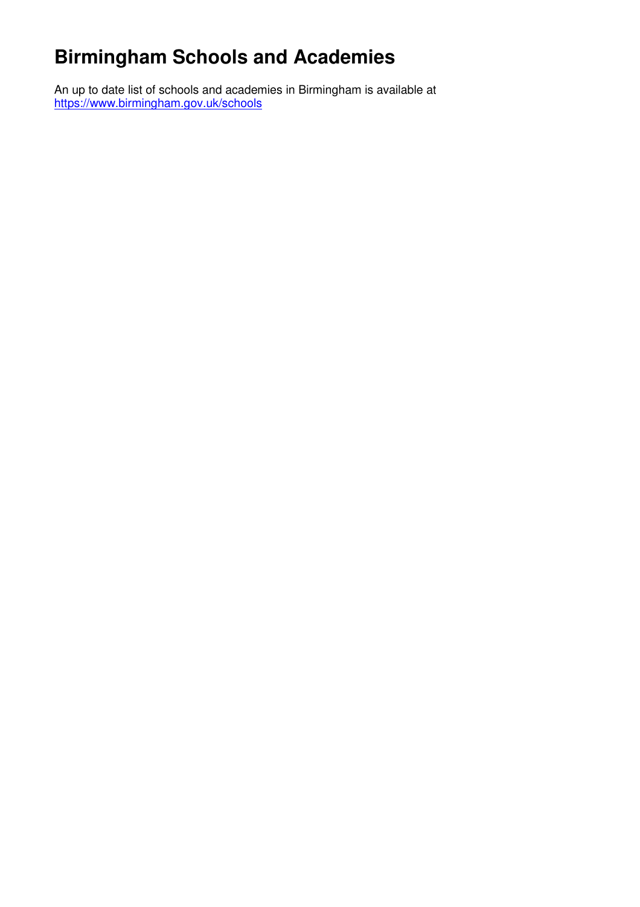# Birmingham Schools and Academies

An up to date list of schools and academies in Birmingham is available at
https://www.birmingham.gov.uk/schools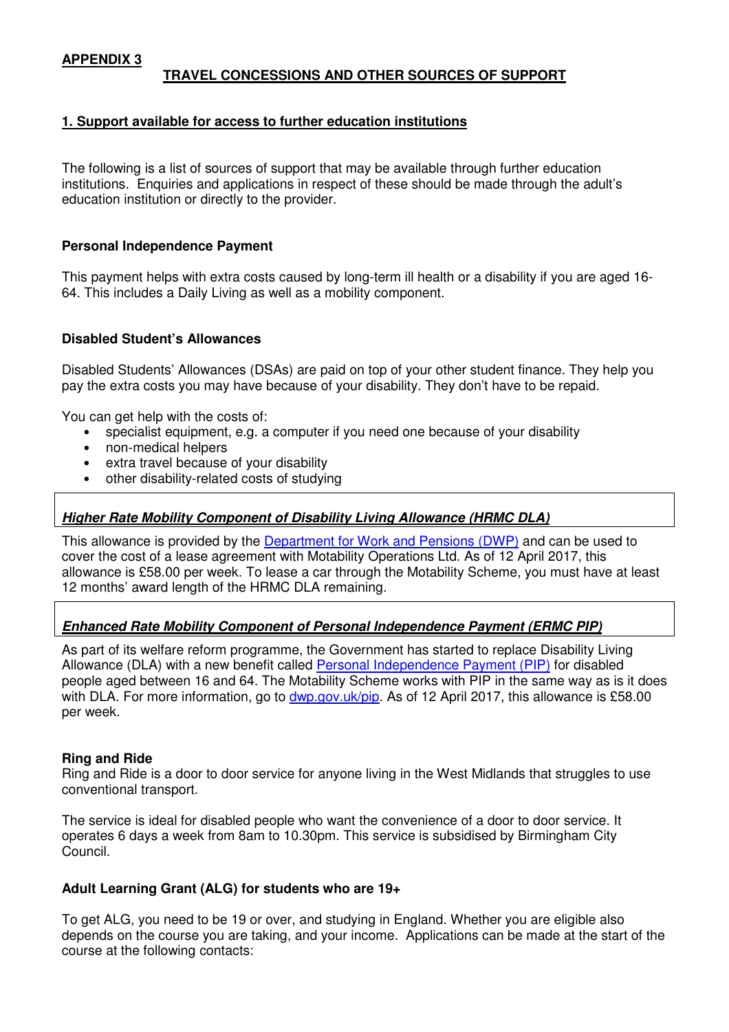**APPENDIX 3**

## TRAVEL CONCESSIONS AND OTHER SOURCES OF SUPPORT

### 1. Support available for access to further education institutions

The following is a list of sources of support that may be available through further education institutions. Enquiries and applications in respect of these should be made through the adult's education institution or directly to the provider.

**Personal Independence Payment**

This payment helps with extra costs caused by long-term ill health or a disability if you are aged 16-64. This includes a Daily Living as well as a mobility component.

**Disabled Student's Allowances**

Disabled Students' Allowances (DSAs) are paid on top of your other student finance. They help you pay the extra costs you may have because of your disability. They don't have to be repaid.

You can get help with the costs of:

- specialist equipment, e.g. a computer if you need one because of your disability
- non-medical helpers
- extra travel because of your disability
- other disability-related costs of studying

***Higher Rate Mobility Component of Disability Living Allowance (HRMC DLA)***

This allowance is provided by the Department for Work and Pensions (DWP) and can be used to cover the cost of a lease agreement with Motability Operations Ltd. As of 12 April 2017, this allowance is £58.00 per week. To lease a car through the Motability Scheme, you must have at least 12 months' award length of the HRMC DLA remaining.

***Enhanced Rate Mobility Component of Personal Independence Payment (ERMC PIP)***

As part of its welfare reform programme, the Government has started to replace Disability Living Allowance (DLA) with a new benefit called Personal Independence Payment (PIP) for disabled people aged between 16 and 64. The Motability Scheme works with PIP in the same way as is it does with DLA. For more information, go to dwp.gov.uk/pip. As of 12 April 2017, this allowance is £58.00 per week.

**Ring and Ride**

Ring and Ride is a door to door service for anyone living in the West Midlands that struggles to use conventional transport.

The service is ideal for disabled people who want the convenience of a door to door service. It operates 6 days a week from 8am to 10.30pm. This service is subsidised by Birmingham City Council.

**Adult Learning Grant (ALG) for students who are 19+**

To get ALG, you need to be 19 or over, and studying in England. Whether you are eligible also depends on the course you are taking, and your income. Applications can be made at the start of the course at the following contacts: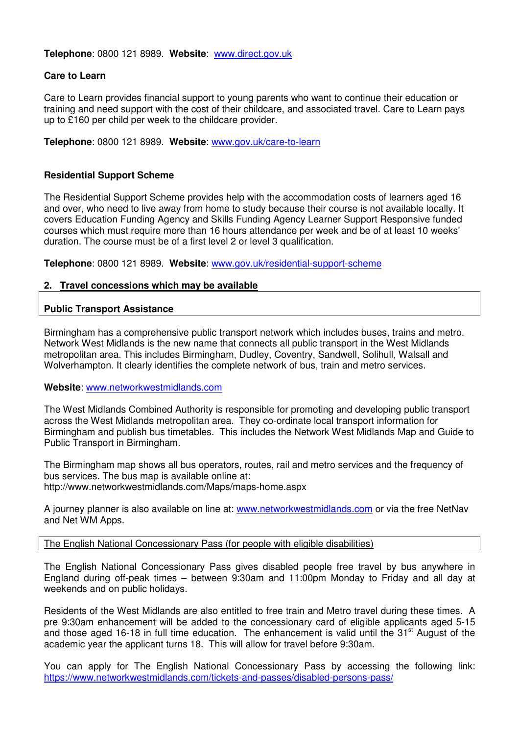**Telephone**: 0800 121 8989. **Website**: [www.direct.gov.uk](www.direct.gov.uk)

**Care to Learn**

Care to Learn provides financial support to young parents who want to continue their education or training and need support with the cost of their childcare, and associated travel. Care to Learn pays up to £160 per child per week to the childcare provider.

**Telephone**: 0800 121 8989. **Website**: [www.gov.uk/care-to-learn](www.gov.uk/care-to-learn)

**Residential Support Scheme**

The Residential Support Scheme provides help with the accommodation costs of learners aged 16 and over, who need to live away from home to study because their course is not available locally. It covers Education Funding Agency and Skills Funding Agency Learner Support Responsive funded courses which must require more than 16 hours attendance per week and be of at least 10 weeks' duration. The course must be of a first level 2 or level 3 qualification.

**Telephone**: 0800 121 8989. **Website**: [www.gov.uk/residential-support-scheme](www.gov.uk/residential-support-scheme)

## 2. Travel concessions which may be available

### Public Transport Assistance

Birmingham has a comprehensive public transport network which includes buses, trains and metro. Network West Midlands is the new name that connects all public transport in the West Midlands metropolitan area. This includes Birmingham, Dudley, Coventry, Sandwell, Solihull, Walsall and Wolverhampton. It clearly identifies the complete network of bus, train and metro services.

**Website**: [www.networkwestmidlands.com](www.networkwestmidlands.com)

The West Midlands Combined Authority is responsible for promoting and developing public transport across the West Midlands metropolitan area. They co-ordinate local transport information for Birmingham and publish bus timetables. This includes the Network West Midlands Map and Guide to Public Transport in Birmingham.

The Birmingham map shows all bus operators, routes, rail and metro services and the frequency of bus services. The bus map is available online at:
http://www.networkwestmidlands.com/Maps/maps-home.aspx

A journey planner is also available on line at: [www.networkwestmidlands.com](www.networkwestmidlands.com) or via the free NetNav and Net WM Apps.

### The English National Concessionary Pass (for people with eligible disabilities)

The English National Concessionary Pass gives disabled people free travel by bus anywhere in England during off-peak times – between 9:30am and 11:00pm Monday to Friday and all day at weekends and on public holidays.

Residents of the West Midlands are also entitled to free train and Metro travel during these times. A pre 9:30am enhancement will be added to the concessionary card of eligible applicants aged 5-15 and those aged 16-18 in full time education. The enhancement is valid until the 31st August of the academic year the applicant turns 18. This will allow for travel before 9:30am.

You can apply for The English National Concessionary Pass by accessing the following link: [https://www.networkwestmidlands.com/tickets-and-passes/disabled-persons-pass/](https://www.networkwestmidlands.com/tickets-and-passes/disabled-persons-pass/)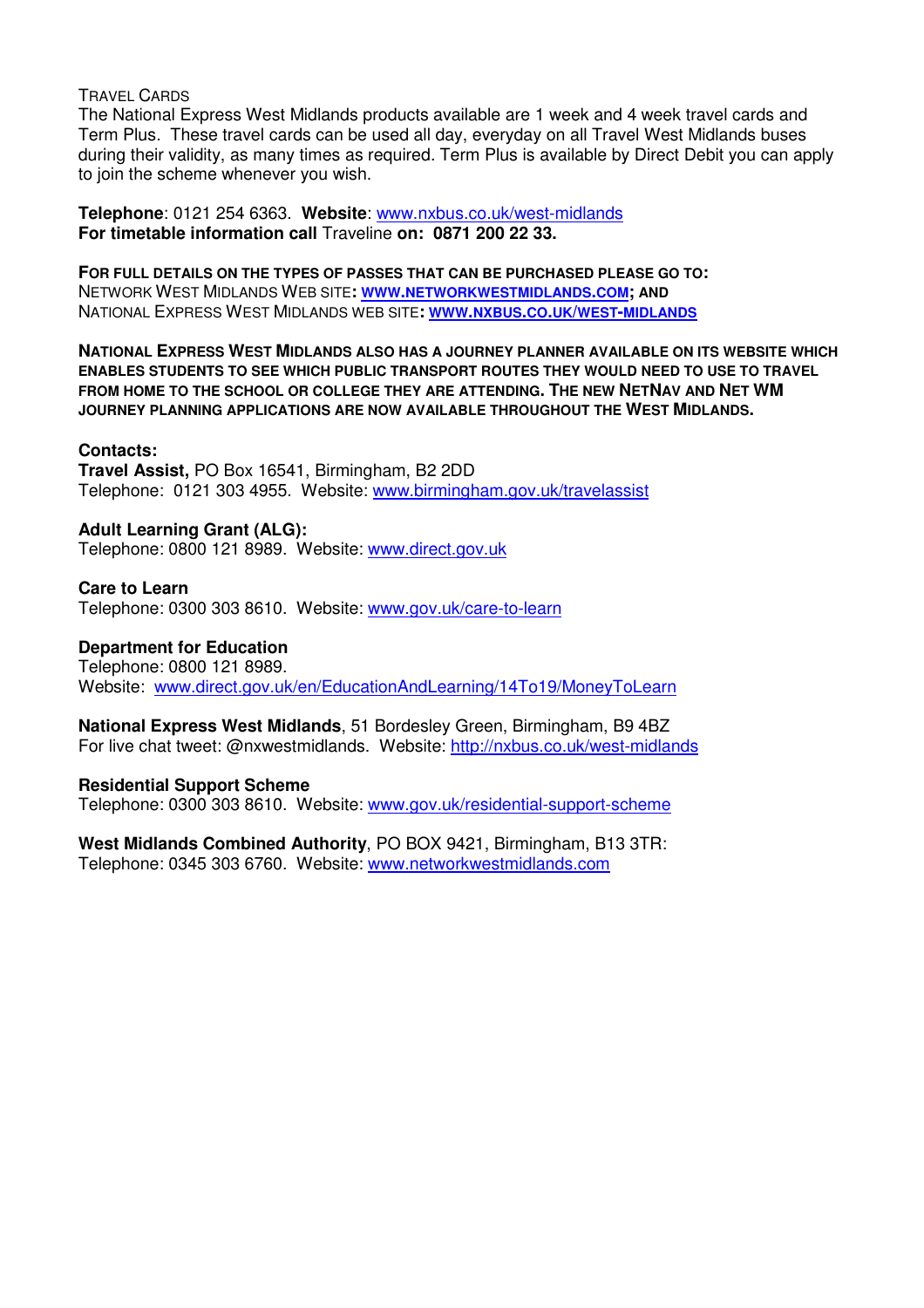TRAVEL CARDS

The National Express West Midlands products available are 1 week and 4 week travel cards and Term Plus. These travel cards can be used all day, everyday on all Travel West Midlands buses during their validity, as many times as required. Term Plus is available by Direct Debit you can apply to join the scheme whenever you wish.

**Telephone**: 0121 254 6363. **Website**: www.nxbus.co.uk/west-midlands
**For timetable information call** Traveline **on: 0871 200 22 33.**

**FOR FULL DETAILS ON THE TYPES OF PASSES THAT CAN BE PURCHASED PLEASE GO TO:**
NETWORK WEST MIDLANDS WEB SITE**: WWW.NETWORKWESTMIDLANDS.COM; AND**
NATIONAL EXPRESS WEST MIDLANDS WEB SITE**: WWW.NXBUS.CO.UK/WEST-MIDLANDS**

**NATIONAL EXPRESS WEST MIDLANDS ALSO HAS A JOURNEY PLANNER AVAILABLE ON ITS WEBSITE WHICH ENABLES STUDENTS TO SEE WHICH PUBLIC TRANSPORT ROUTES THEY WOULD NEED TO USE TO TRAVEL FROM HOME TO THE SCHOOL OR COLLEGE THEY ARE ATTENDING. THE NEW NETNAV AND NET WM JOURNEY PLANNING APPLICATIONS ARE NOW AVAILABLE THROUGHOUT THE WEST MIDLANDS.**

**Contacts:**

**Travel Assist,** PO Box 16541, Birmingham, B2 2DD
Telephone: 0121 303 4955. Website: www.birmingham.gov.uk/travelassist

**Adult Learning Grant (ALG):**
Telephone: 0800 121 8989. Website: www.direct.gov.uk

**Care to Learn**
Telephone: 0300 303 8610. Website: www.gov.uk/care-to-learn

**Department for Education**
Telephone: 0800 121 8989.
Website: www.direct.gov.uk/en/EducationAndLearning/14To19/MoneyToLearn

**National Express West Midlands**, 51 Bordesley Green, Birmingham, B9 4BZ
For live chat tweet: @nxwestmidlands. Website: http://nxbus.co.uk/west-midlands

**Residential Support Scheme**
Telephone: 0300 303 8610. Website: www.gov.uk/residential-support-scheme

**West Midlands Combined Authority**, PO BOX 9421, Birmingham, B13 3TR:
Telephone: 0345 303 6760. Website: www.networkwestmidlands.com